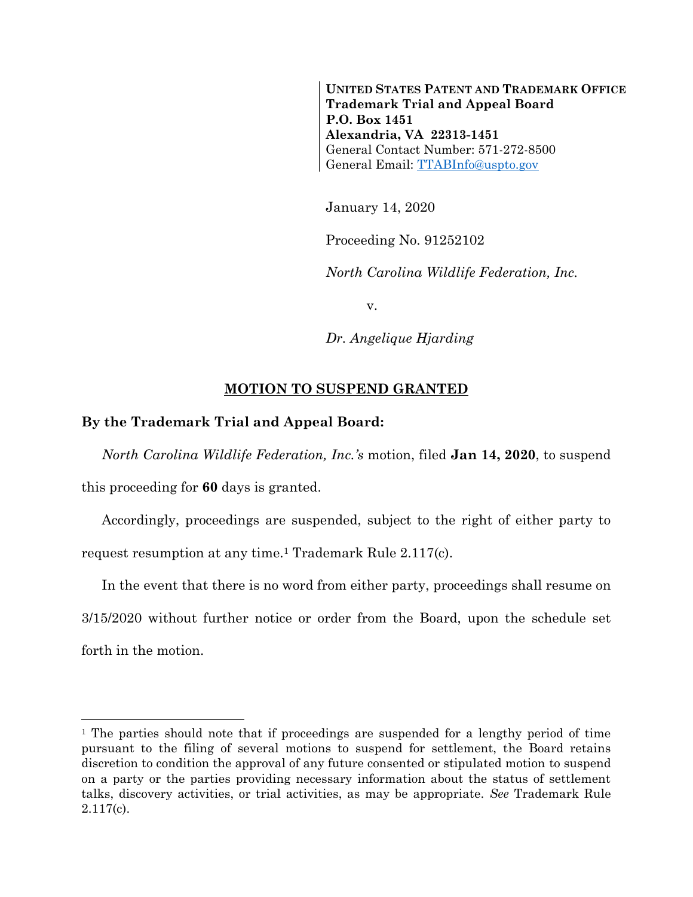**UNITED STATES PATENT AND TRADEMARK OFFICE**
**Trademark Trial and Appeal Board**
**P.O. Box 1451**
**Alexandria, VA 22313-1451**
General Contact Number: 571-272-8500
General Email: TTABInfo@uspto.gov

January 14, 2020

Proceeding No. 91252102

*North Carolina Wildlife Federation, Inc.*

v.

*Dr. Angelique Hjarding*

## MOTION TO SUSPEND GRANTED

**By the Trademark Trial and Appeal Board:**

*North Carolina Wildlife Federation, Inc.'s* motion, filed **Jan 14, 2020**, to suspend this proceeding for **60** days is granted.

Accordingly, proceedings are suspended, subject to the right of either party to request resumption at any time.[1] Trademark Rule 2.117(c).

In the event that there is no word from either party, proceedings shall resume on 3/15/2020 without further notice or order from the Board, upon the schedule set forth in the motion.

---

[1] The parties should note that if proceedings are suspended for a lengthy period of time pursuant to the filing of several motions to suspend for settlement, the Board retains discretion to condition the approval of any future consented or stipulated motion to suspend on a party or the parties providing necessary information about the status of settlement talks, discovery activities, or trial activities, as may be appropriate. *See* Trademark Rule 2.117(c).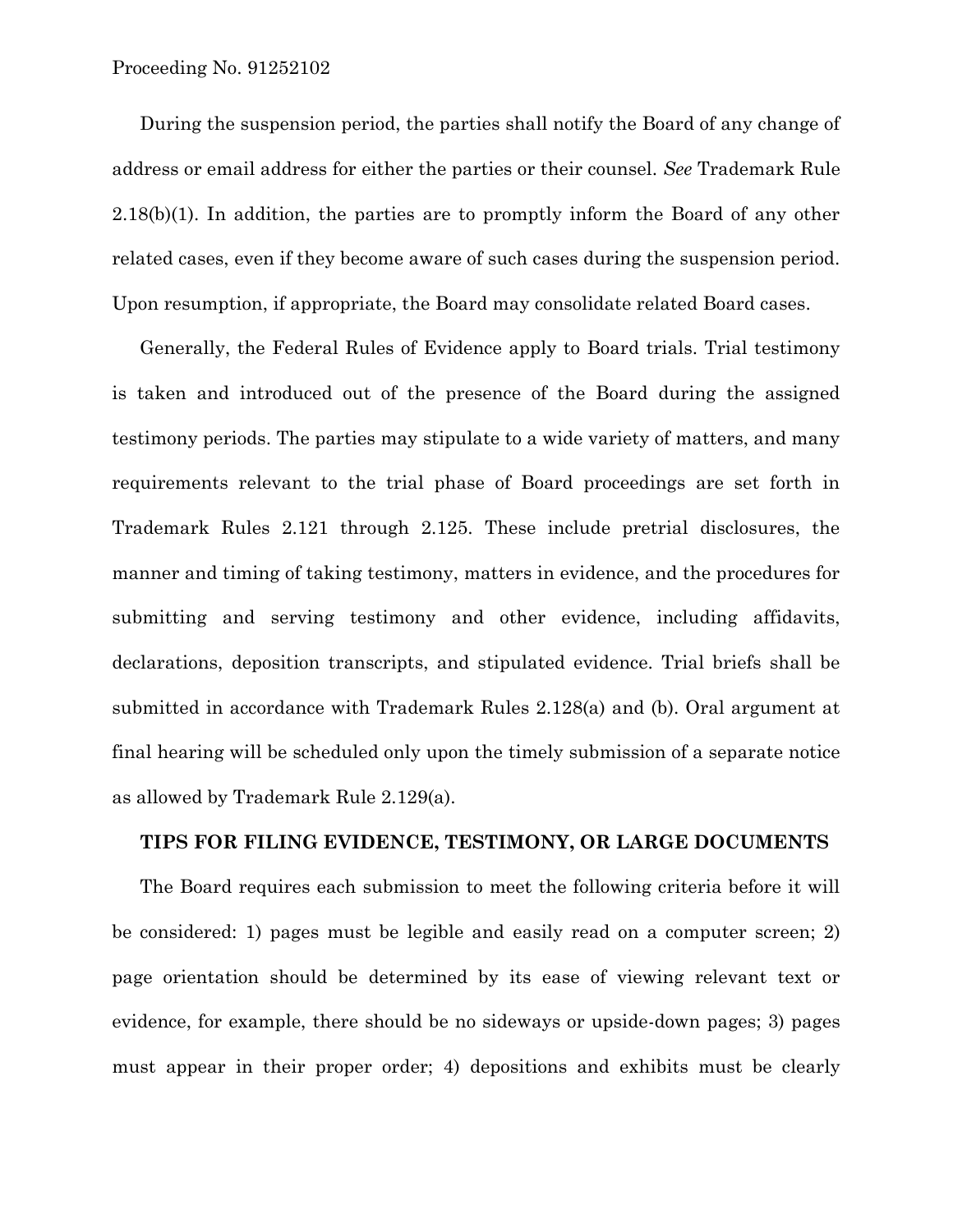During the suspension period, the parties shall notify the Board of any change of address or email address for either the parties or their counsel. *See* Trademark Rule 2.18(b)(1). In addition, the parties are to promptly inform the Board of any other related cases, even if they become aware of such cases during the suspension period. Upon resumption, if appropriate, the Board may consolidate related Board cases.

Generally, the Federal Rules of Evidence apply to Board trials. Trial testimony is taken and introduced out of the presence of the Board during the assigned testimony periods. The parties may stipulate to a wide variety of matters, and many requirements relevant to the trial phase of Board proceedings are set forth in Trademark Rules 2.121 through 2.125. These include pretrial disclosures, the manner and timing of taking testimony, matters in evidence, and the procedures for submitting and serving testimony and other evidence, including affidavits, declarations, deposition transcripts, and stipulated evidence. Trial briefs shall be submitted in accordance with Trademark Rules 2.128(a) and (b). Oral argument at final hearing will be scheduled only upon the timely submission of a separate notice as allowed by Trademark Rule 2.129(a).

**TIPS FOR FILING EVIDENCE, TESTIMONY, OR LARGE DOCUMENTS**

The Board requires each submission to meet the following criteria before it will be considered: 1) pages must be legible and easily read on a computer screen; 2) page orientation should be determined by its ease of viewing relevant text or evidence, for example, there should be no sideways or upside-down pages; 3) pages must appear in their proper order; 4) depositions and exhibits must be clearly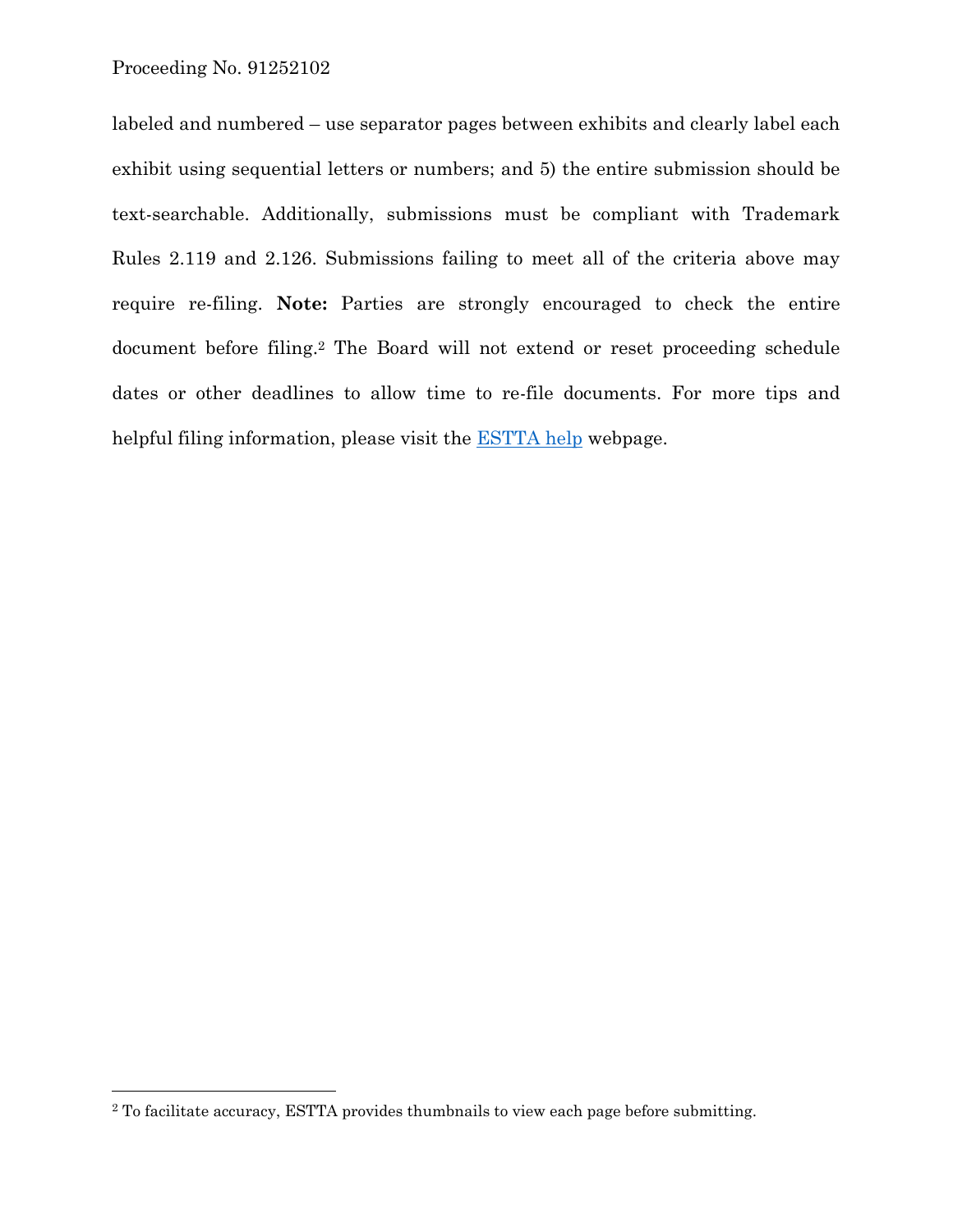labeled and numbered – use separator pages between exhibits and clearly label each exhibit using sequential letters or numbers; and 5) the entire submission should be text-searchable. Additionally, submissions must be compliant with Trademark Rules 2.119 and 2.126. Submissions failing to meet all of the criteria above may require re-filing. **Note:** Parties are strongly encouraged to check the entire document before filing.[2] The Board will not extend or reset proceeding schedule dates or other deadlines to allow time to re-file documents. For more tips and helpful filing information, please visit the ESTTA help webpage.

---

[2] To facilitate accuracy, ESTTA provides thumbnails to view each page before submitting.